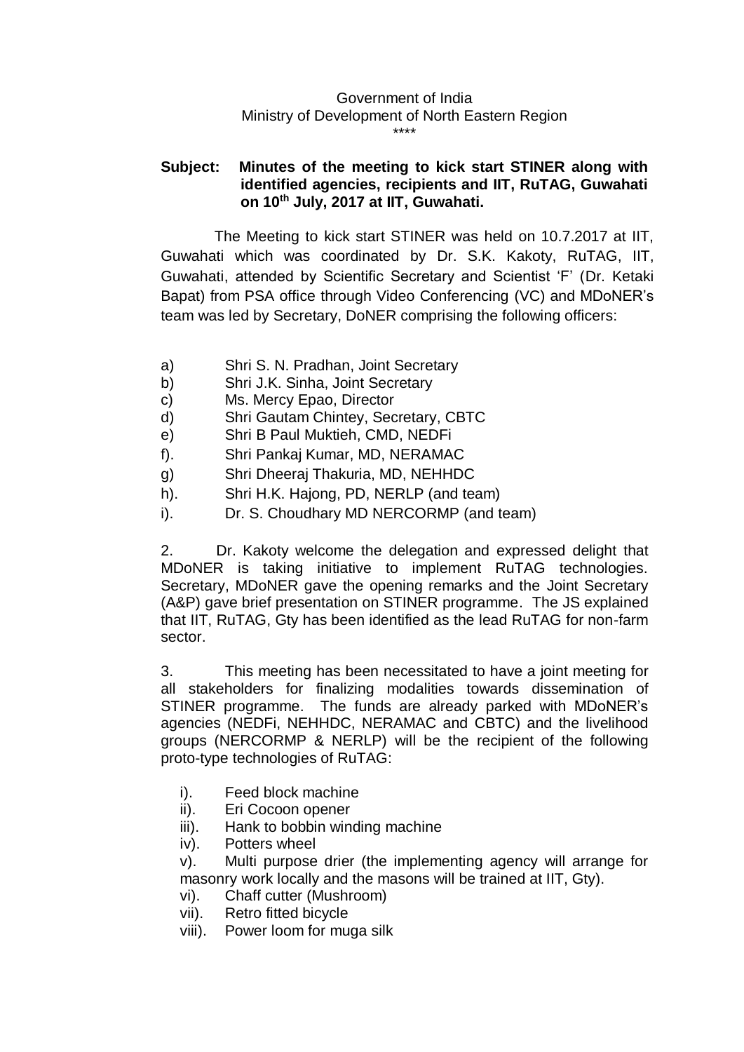Government of India
Ministry of Development of North Eastern Region
\*\*\*\*

**Subject: Minutes of the meeting to kick start STINER along with identified agencies, recipients and IIT, RuTAG, Guwahati on 10th July, 2017 at IIT, Guwahati.**

The Meeting to kick start STINER was held on 10.7.2017 at IIT, Guwahati which was coordinated by Dr. S.K. Kakoty, RuTAG, IIT, Guwahati, attended by Scientific Secretary and Scientist 'F' (Dr. Ketaki Bapat) from PSA office through Video Conferencing (VC) and MDoNER's team was led by Secretary, DoNER comprising the following officers:

a) Shri S. N. Pradhan, Joint Secretary
b) Shri J.K. Sinha, Joint Secretary
c) Ms. Mercy Epao, Director
d) Shri Gautam Chintey, Secretary, CBTC
e) Shri B Paul Muktieh, CMD, NEDFi
f). Shri Pankaj Kumar, MD, NERAMAC
g) Shri Dheeraj Thakuria, MD, NEHHDC
h). Shri H.K. Hajong, PD, NERLP (and team)
i). Dr. S. Choudhary MD NERCORMP (and team)

2. Dr. Kakoty welcome the delegation and expressed delight that MDoNER is taking initiative to implement RuTAG technologies. Secretary, MDoNER gave the opening remarks and the Joint Secretary (A&P) gave brief presentation on STINER programme. The JS explained that IIT, RuTAG, Gty has been identified as the lead RuTAG for non-farm sector.

3. This meeting has been necessitated to have a joint meeting for all stakeholders for finalizing modalities towards dissemination of STINER programme. The funds are already parked with MDoNER's agencies (NEDFi, NEHHDC, NERAMAC and CBTC) and the livelihood groups (NERCORMP & NERLP) will be the recipient of the following proto-type technologies of RuTAG:

i). Feed block machine
ii). Eri Cocoon opener
iii). Hank to bobbin winding machine
iv). Potters wheel
v). Multi purpose drier (the implementing agency will arrange for masonry work locally and the masons will be trained at IIT, Gty).
vi). Chaff cutter (Mushroom)
vii). Retro fitted bicycle
viii). Power loom for muga silk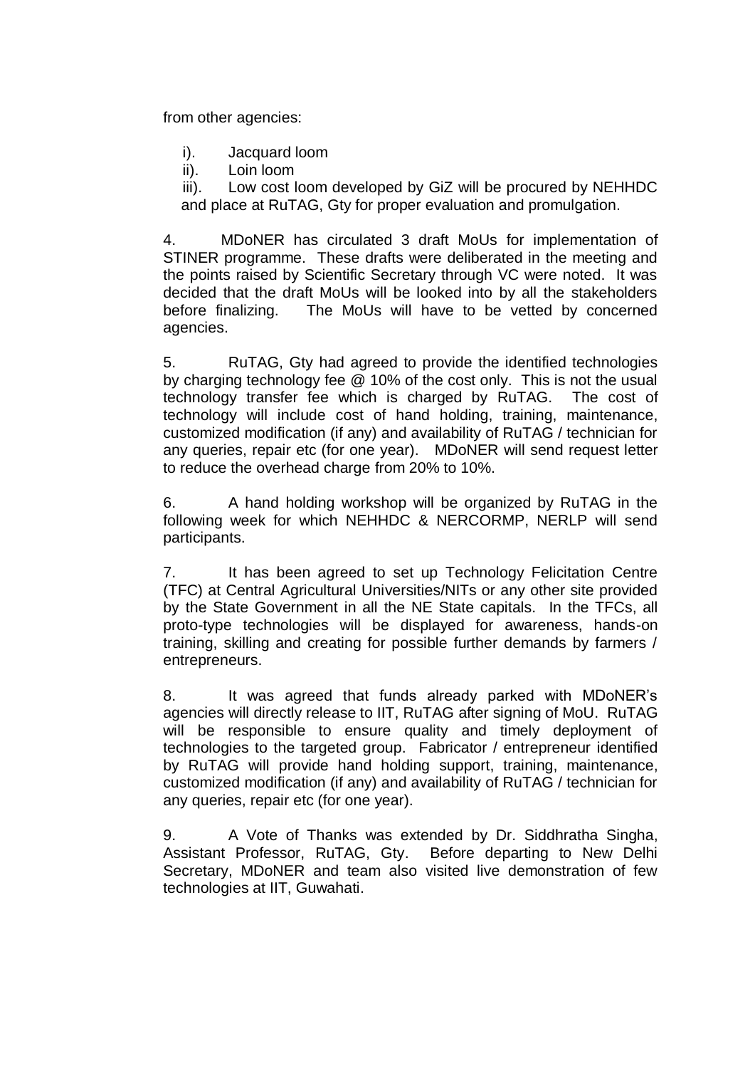from other agencies:

i). Jacquard loom

ii). Loin loom

iii). Low cost loom developed by GiZ will be procured by NEHHDC and place at RuTAG, Gty for proper evaluation and promulgation.

4. MDoNER has circulated 3 draft MoUs for implementation of STINER programme. These drafts were deliberated in the meeting and the points raised by Scientific Secretary through VC were noted. It was decided that the draft MoUs will be looked into by all the stakeholders before finalizing. The MoUs will have to be vetted by concerned agencies.

5. RuTAG, Gty had agreed to provide the identified technologies by charging technology fee @ 10% of the cost only. This is not the usual technology transfer fee which is charged by RuTAG. The cost of technology will include cost of hand holding, training, maintenance, customized modification (if any) and availability of RuTAG / technician for any queries, repair etc (for one year). MDoNER will send request letter to reduce the overhead charge from 20% to 10%.

6. A hand holding workshop will be organized by RuTAG in the following week for which NEHHDC & NERCORMP, NERLP will send participants.

7. It has been agreed to set up Technology Felicitation Centre (TFC) at Central Agricultural Universities/NITs or any other site provided by the State Government in all the NE State capitals. In the TFCs, all proto-type technologies will be displayed for awareness, hands-on training, skilling and creating for possible further demands by farmers / entrepreneurs.

8. It was agreed that funds already parked with MDoNER's agencies will directly release to IIT, RuTAG after signing of MoU. RuTAG will be responsible to ensure quality and timely deployment of technologies to the targeted group. Fabricator / entrepreneur identified by RuTAG will provide hand holding support, training, maintenance, customized modification (if any) and availability of RuTAG / technician for any queries, repair etc (for one year).

9. A Vote of Thanks was extended by Dr. Siddhratha Singha, Assistant Professor, RuTAG, Gty. Before departing to New Delhi Secretary, MDoNER and team also visited live demonstration of few technologies at IIT, Guwahati.